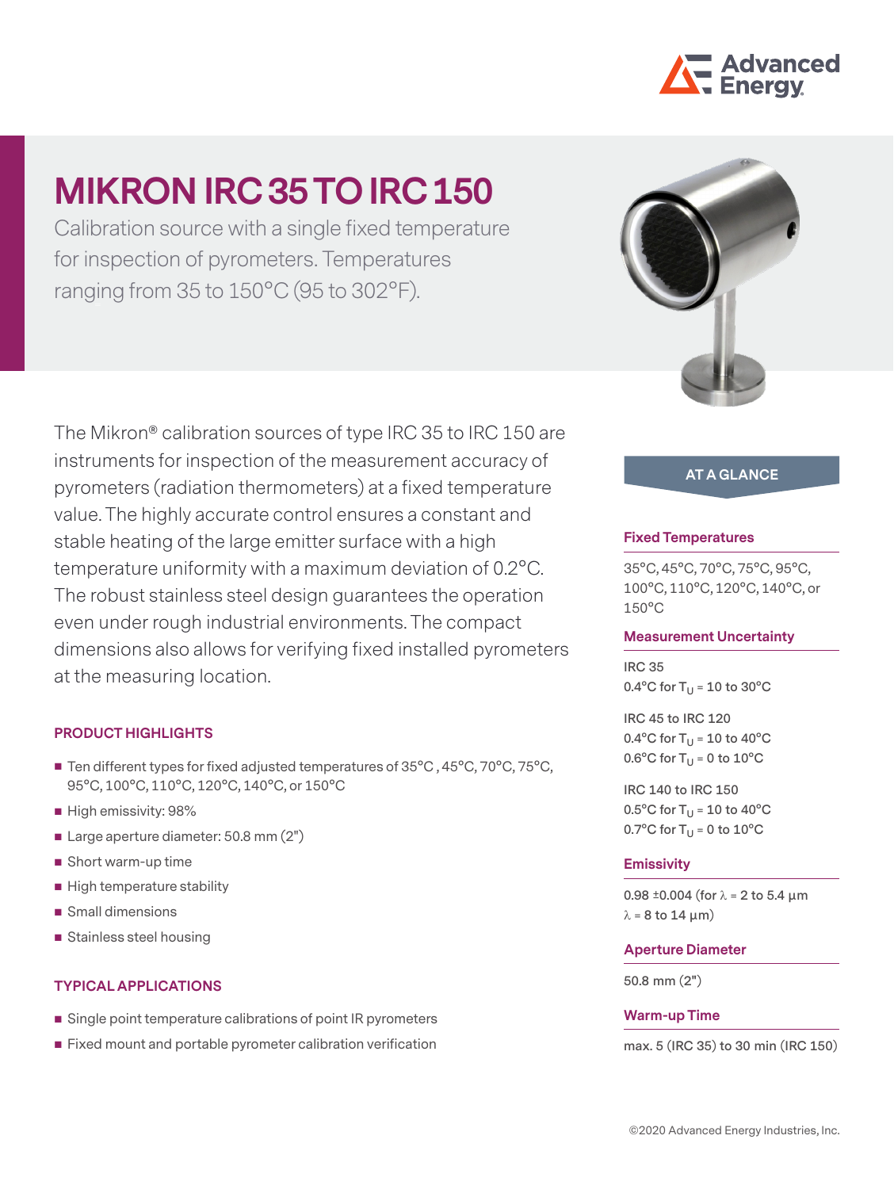# MIKRON IRC 35 TO IRC 150

Calibration source with a single fixed temperature for inspection of pyrometers. Temperatures ranging from 35 to 150°C (95 to 302°F).

The Mikron® calibration sources of type IRC 35 to IRC 150 are instruments for inspection of the measurement accuracy of pyrometers (radiation thermometers) at a fixed temperature value. The highly accurate control ensures a constant and stable heating of the large emitter surface with a high temperature uniformity with a maximum deviation of 0.2°C. The robust stainless steel design guarantees the operation even under rough industrial environments. The compact dimensions also allows for verifying fixed installed pyrometers at the measuring location.

## PRODUCT HIGHLIGHTS

- Ten different types for fixed adjusted temperatures of 35°C , 45°C, 70°C, 75°C, 95°C, 100°C, 110°C, 120°C, 140°C, or 150°C
- High emissivity: 98%
- Large aperture diameter: 50.8 mm (2")
- Short warm-up time
- High temperature stability
- Small dimensions
- Stainless steel housing

## TYPICAL APPLICATIONS

- Single point temperature calibrations of point IR pyrometers
- Fixed mount and portable pyrometer calibration verification

## AT A GLANCE

### Fixed Temperatures

35°C, 45°C, 70°C, 75°C, 95°C, 100°C, 110°C, 120°C, 140°C, or 150°C

### Measurement Uncertainty

IRC 35
0.4°C for $T_U$ = 10 to 30°C

IRC 45 to IRC 120
0.4°C for $T_U$ = 10 to 40°C
0.6°C for $T_U$ = 0 to 10°C

IRC 140 to IRC 150
0.5°C for $T_U$ = 10 to 40°C
0.7°C for $T_U$ = 0 to 10°C

### Emissivity

0.98 ±0.004 (for $\lambda$ = 2 to 5.4 µm
$\lambda$ = 8 to 14 µm)

### Aperture Diameter

50.8 mm (2")

### Warm-up Time

max. 5 (IRC 35) to 30 min (IRC 150)

©2020 Advanced Energy Industries, Inc.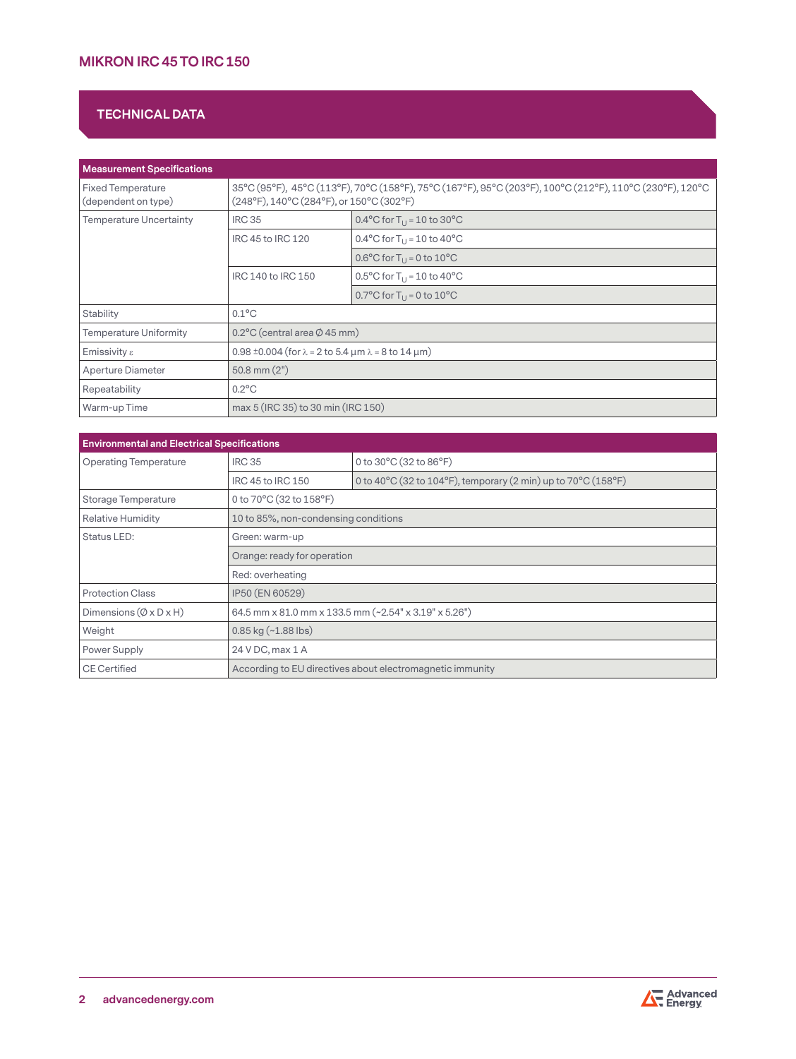## TECHNICAL DATA

| Measurement Specifications | | |
|---|---|---|
| Fixed Temperature (dependent on type) | 35°C (95°F), 45°C (113°F), 70°C (158°F), 75°C (167°F), 95°C (203°F), 100°C (212°F), 110°C (230°F), 120°C (248°F), 140°C (284°F), or 150°C (302°F) | |
| Temperature Uncertainty | IRC 35 | 0.4°C for $T_U$ = 10 to 30°C |
| | IRC 45 to IRC 120 | 0.4°C for $T_U$ = 10 to 40°C |
| | | 0.6°C for $T_U$ = 0 to 10°C |
| | IRC 140 to IRC 150 | 0.5°C for $T_U$ = 10 to 40°C |
| | | 0.7°C for $T_U$ = 0 to 10°C |
| Stability | 0.1°C | |
| Temperature Uniformity | 0.2°C (central area Ø 45 mm) | |
| Emissivity ε | 0.98 ±0.004 (for λ = 2 to 5.4 µm λ = 8 to 14 µm) | |
| Aperture Diameter | 50.8 mm (2") | |
| Repeatability | 0.2°C | |
| Warm-up Time | max 5 (IRC 35) to 30 min (IRC 150) | |

| Environmental and Electrical Specifications | | |
|---|---|---|
| Operating Temperature | IRC 35 | 0 to 30°C (32 to 86°F) |
| | IRC 45 to IRC 150 | 0 to 40°C (32 to 104°F), temporary (2 min) up to 70°C (158°F) |
| Storage Temperature | 0 to 70°C (32 to 158°F) | |
| Relative Humidity | 10 to 85%, non-condensing conditions | |
| Status LED: | Green: warm-up | |
| | Orange: ready for operation | |
| | Red: overheating | |
| Protection Class | IP50 (EN 60529) | |
| Dimensions (Ø x D x H) | 64.5 mm x 81.0 mm x 133.5 mm (~2.54" x 3.19" x 5.26") | |
| Weight | 0.85 kg (~1.88 lbs) | |
| Power Supply | 24 V DC, max 1 A | |
| CE Certified | According to EU directives about electromagnetic immunity | |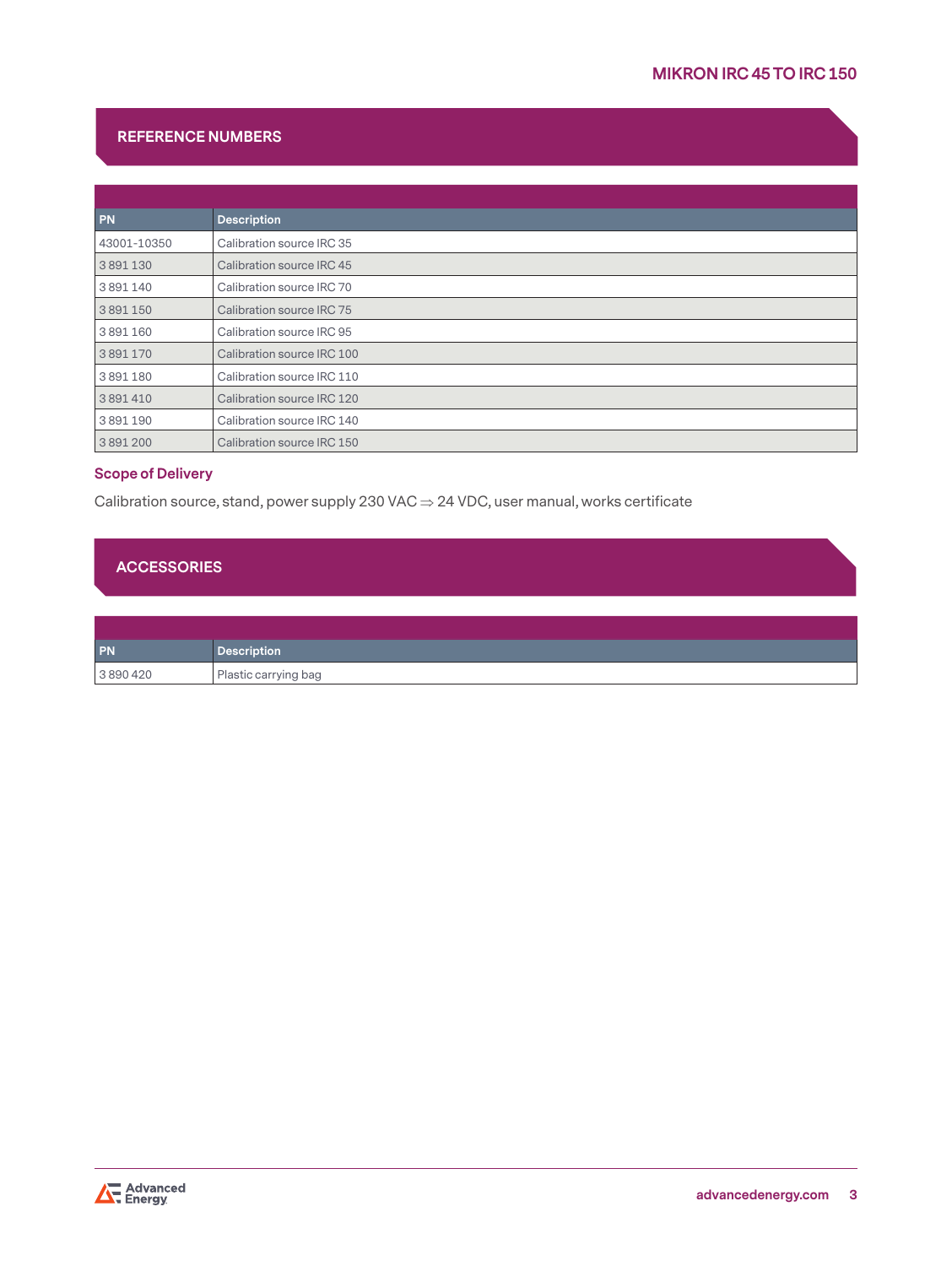## REFERENCE NUMBERS

| PN | Description |
|---|---|
| 43001-10350 | Calibration source IRC 35 |
| 3 891 130 | Calibration source IRC 45 |
| 3 891 140 | Calibration source IRC 70 |
| 3 891 150 | Calibration source IRC 75 |
| 3 891 160 | Calibration source IRC 95 |
| 3 891 170 | Calibration source IRC 100 |
| 3 891 180 | Calibration source IRC 110 |
| 3 891 410 | Calibration source IRC 120 |
| 3 891 190 | Calibration source IRC 140 |
| 3 891 200 | Calibration source IRC 150 |

### Scope of Delivery

Calibration source, stand, power supply 230 VAC ⇒ 24 VDC, user manual, works certificate

## ACCESSORIES

| PN | Description |
|---|---|
| 3 890 420 | Plastic carrying bag |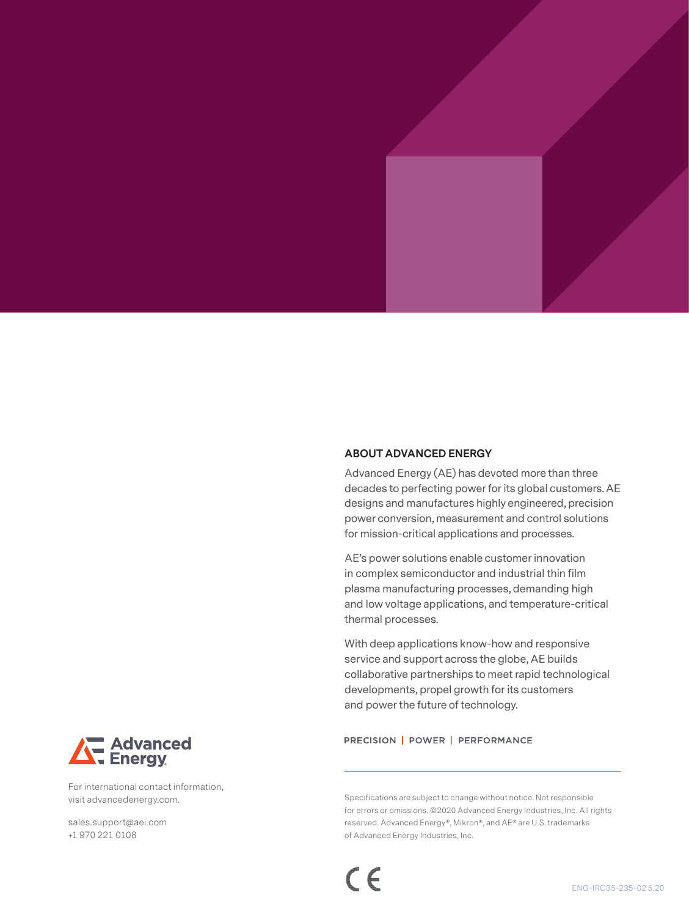## ABOUT ADVANCED ENERGY

Advanced Energy (AE) has devoted more than three decades to perfecting power for its global customers. AE designs and manufactures highly engineered, precision power conversion, measurement and control solutions for mission-critical applications and processes.

AE's power solutions enable customer innovation in complex semiconductor and industrial thin film plasma manufacturing processes, demanding high and low voltage applications, and temperature-critical thermal processes.

With deep applications know-how and responsive service and support across the globe, AE builds collaborative partnerships to meet rapid technological developments, propel growth for its customers and power the future of technology.

PRECISION | POWER | PERFORMANCE

Advanced Energy

For international contact information, visit advancedenergy.com.

sales.support@aei.com
+1 970 221 0108

Specifications are subject to change without notice. Not responsible for errors or omissions. ©2020 Advanced Energy Industries, Inc. All rights reserved. Advanced Energy®, Mikron®, and AE® are U.S. trademarks of Advanced Energy Industries, Inc.

CE

ENG-IRC35-235-02 5.20